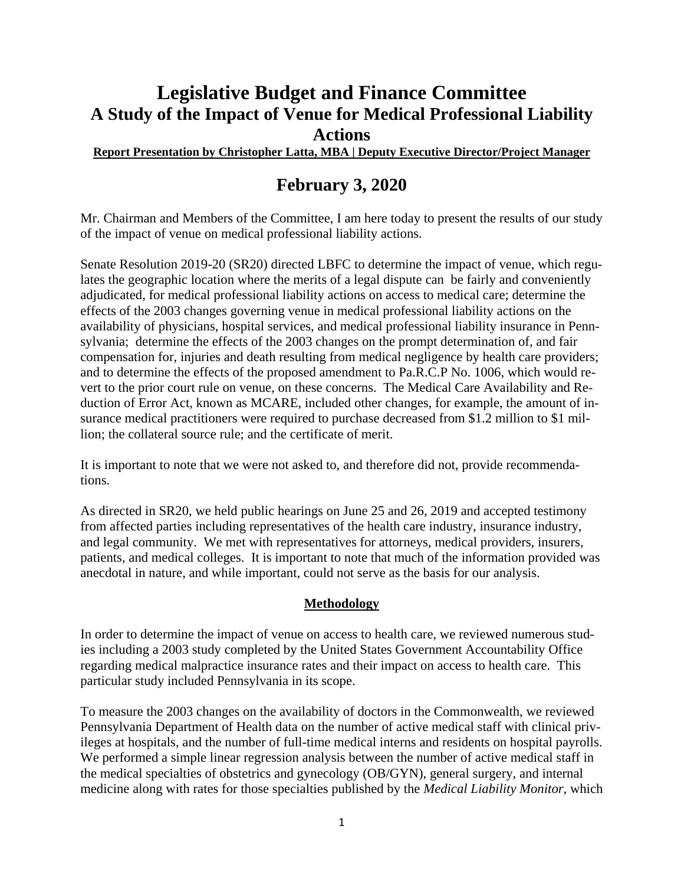# Legislative Budget and Finance Committee
## A Study of the Impact of Venue for Medical Professional Liability Actions

**Report Presentation by Christopher Latta, MBA | Deputy Executive Director/Project Manager**

## February 3, 2020

Mr. Chairman and Members of the Committee, I am here today to present the results of our study of the impact of venue on medical professional liability actions.

Senate Resolution 2019-20 (SR20) directed LBFC to determine the impact of venue, which regulates the geographic location where the merits of a legal dispute can be fairly and conveniently adjudicated, for medical professional liability actions on access to medical care; determine the effects of the 2003 changes governing venue in medical professional liability actions on the availability of physicians, hospital services, and medical professional liability insurance in Pennsylvania; determine the effects of the 2003 changes on the prompt determination of, and fair compensation for, injuries and death resulting from medical negligence by health care providers; and to determine the effects of the proposed amendment to Pa.R.C.P No. 1006, which would revert to the prior court rule on venue, on these concerns. The Medical Care Availability and Reduction of Error Act, known as MCARE, included other changes, for example, the amount of insurance medical practitioners were required to purchase decreased from $1.2 million to $1 million; the collateral source rule; and the certificate of merit.

It is important to note that we were not asked to, and therefore did not, provide recommendations.

As directed in SR20, we held public hearings on June 25 and 26, 2019 and accepted testimony from affected parties including representatives of the health care industry, insurance industry, and legal community. We met with representatives for attorneys, medical providers, insurers, patients, and medical colleges. It is important to note that much of the information provided was anecdotal in nature, and while important, could not serve as the basis for our analysis.

### Methodology

In order to determine the impact of venue on access to health care, we reviewed numerous studies including a 2003 study completed by the United States Government Accountability Office regarding medical malpractice insurance rates and their impact on access to health care. This particular study included Pennsylvania in its scope.

To measure the 2003 changes on the availability of doctors in the Commonwealth, we reviewed Pennsylvania Department of Health data on the number of active medical staff with clinical privileges at hospitals, and the number of full-time medical interns and residents on hospital payrolls. We performed a simple linear regression analysis between the number of active medical staff in the medical specialties of obstetrics and gynecology (OB/GYN), general surgery, and internal medicine along with rates for those specialties published by the *Medical Liability Monitor*, which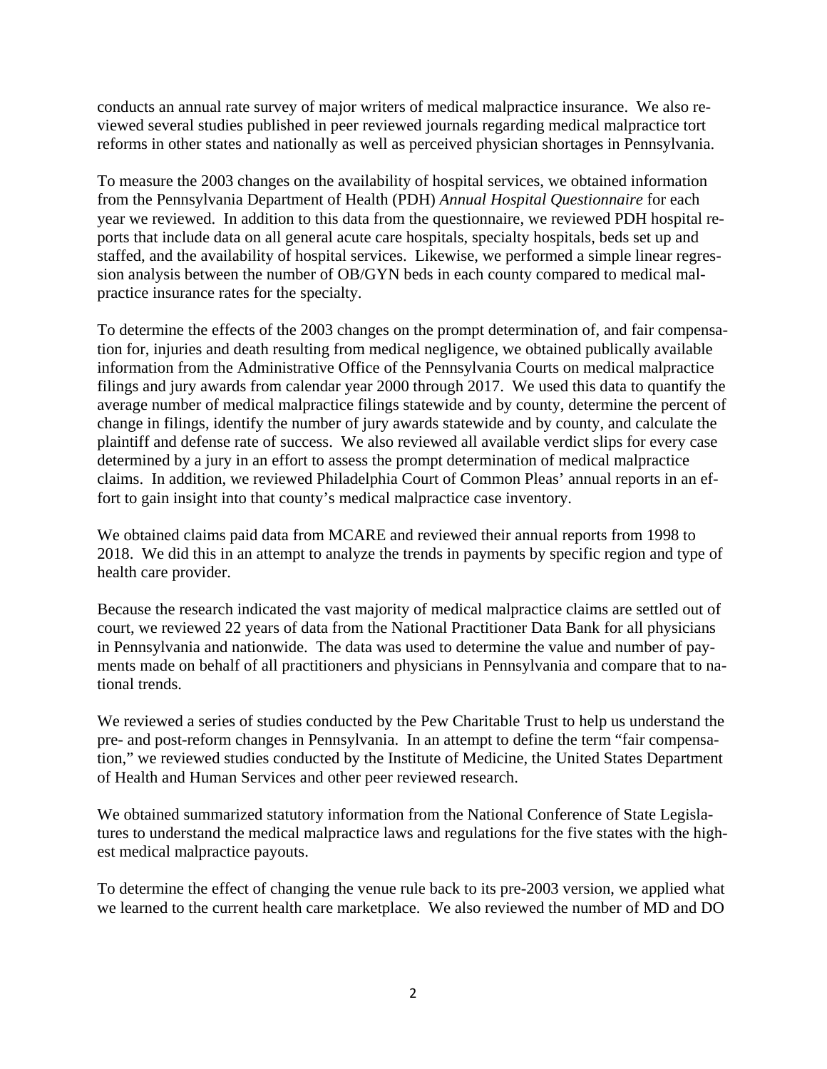conducts an annual rate survey of major writers of medical malpractice insurance. We also reviewed several studies published in peer reviewed journals regarding medical malpractice tort reforms in other states and nationally as well as perceived physician shortages in Pennsylvania.

To measure the 2003 changes on the availability of hospital services, we obtained information from the Pennsylvania Department of Health (PDH) *Annual Hospital Questionnaire* for each year we reviewed. In addition to this data from the questionnaire, we reviewed PDH hospital reports that include data on all general acute care hospitals, specialty hospitals, beds set up and staffed, and the availability of hospital services. Likewise, we performed a simple linear regression analysis between the number of OB/GYN beds in each county compared to medical malpractice insurance rates for the specialty.

To determine the effects of the 2003 changes on the prompt determination of, and fair compensation for, injuries and death resulting from medical negligence, we obtained publically available information from the Administrative Office of the Pennsylvania Courts on medical malpractice filings and jury awards from calendar year 2000 through 2017. We used this data to quantify the average number of medical malpractice filings statewide and by county, determine the percent of change in filings, identify the number of jury awards statewide and by county, and calculate the plaintiff and defense rate of success. We also reviewed all available verdict slips for every case determined by a jury in an effort to assess the prompt determination of medical malpractice claims. In addition, we reviewed Philadelphia Court of Common Pleas' annual reports in an effort to gain insight into that county's medical malpractice case inventory.

We obtained claims paid data from MCARE and reviewed their annual reports from 1998 to 2018. We did this in an attempt to analyze the trends in payments by specific region and type of health care provider.

Because the research indicated the vast majority of medical malpractice claims are settled out of court, we reviewed 22 years of data from the National Practitioner Data Bank for all physicians in Pennsylvania and nationwide. The data was used to determine the value and number of payments made on behalf of all practitioners and physicians in Pennsylvania and compare that to national trends.

We reviewed a series of studies conducted by the Pew Charitable Trust to help us understand the pre- and post-reform changes in Pennsylvania. In an attempt to define the term "fair compensation," we reviewed studies conducted by the Institute of Medicine, the United States Department of Health and Human Services and other peer reviewed research.

We obtained summarized statutory information from the National Conference of State Legislatures to understand the medical malpractice laws and regulations for the five states with the highest medical malpractice payouts.

To determine the effect of changing the venue rule back to its pre-2003 version, we applied what we learned to the current health care marketplace. We also reviewed the number of MD and DO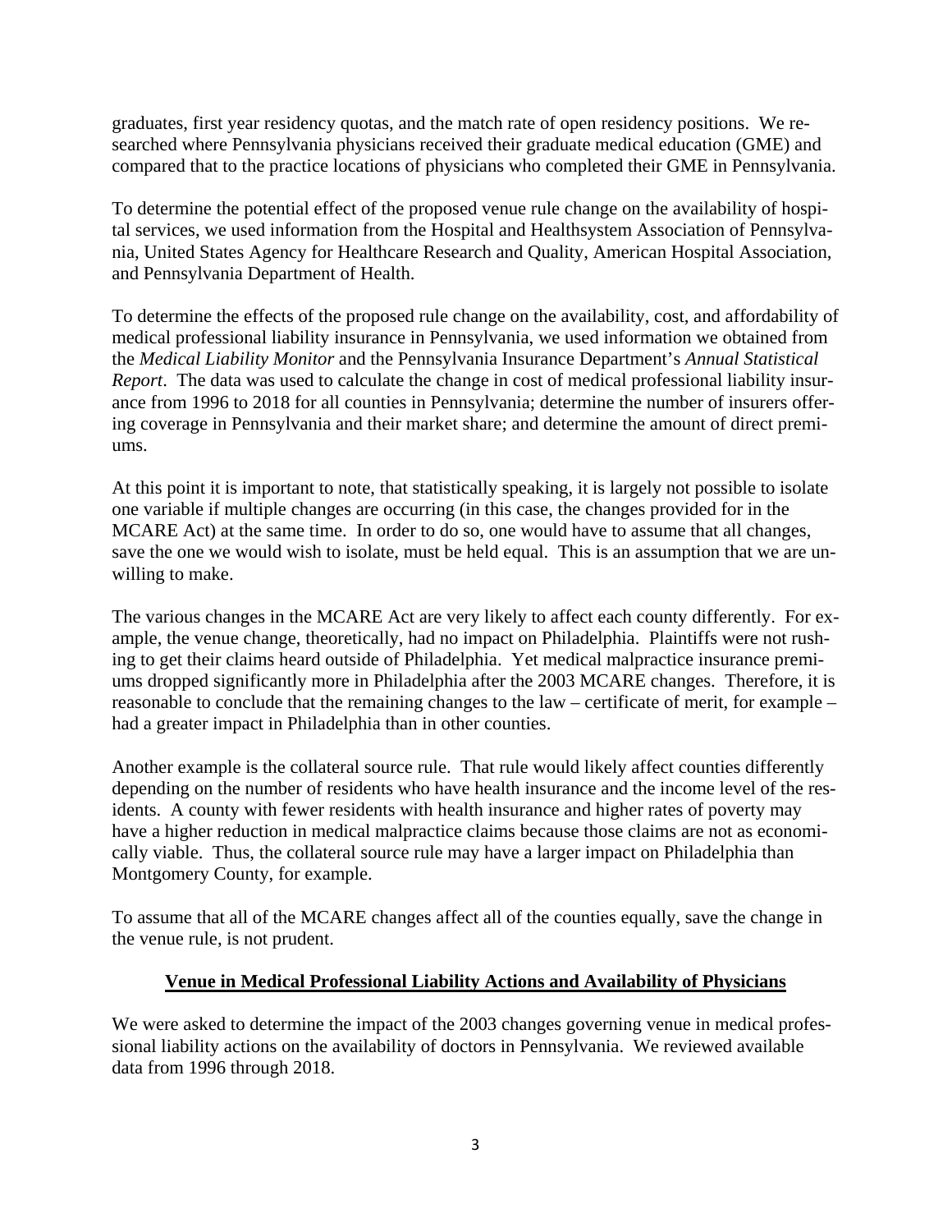graduates, first year residency quotas, and the match rate of open residency positions. We researched where Pennsylvania physicians received their graduate medical education (GME) and compared that to the practice locations of physicians who completed their GME in Pennsylvania.

To determine the potential effect of the proposed venue rule change on the availability of hospital services, we used information from the Hospital and Healthsystem Association of Pennsylvania, United States Agency for Healthcare Research and Quality, American Hospital Association, and Pennsylvania Department of Health.

To determine the effects of the proposed rule change on the availability, cost, and affordability of medical professional liability insurance in Pennsylvania, we used information we obtained from the *Medical Liability Monitor* and the Pennsylvania Insurance Department's *Annual Statistical Report*. The data was used to calculate the change in cost of medical professional liability insurance from 1996 to 2018 for all counties in Pennsylvania; determine the number of insurers offering coverage in Pennsylvania and their market share; and determine the amount of direct premiums.

At this point it is important to note, that statistically speaking, it is largely not possible to isolate one variable if multiple changes are occurring (in this case, the changes provided for in the MCARE Act) at the same time. In order to do so, one would have to assume that all changes, save the one we would wish to isolate, must be held equal. This is an assumption that we are unwilling to make.

The various changes in the MCARE Act are very likely to affect each county differently. For example, the venue change, theoretically, had no impact on Philadelphia. Plaintiffs were not rushing to get their claims heard outside of Philadelphia. Yet medical malpractice insurance premiums dropped significantly more in Philadelphia after the 2003 MCARE changes. Therefore, it is reasonable to conclude that the remaining changes to the law – certificate of merit, for example – had a greater impact in Philadelphia than in other counties.

Another example is the collateral source rule. That rule would likely affect counties differently depending on the number of residents who have health insurance and the income level of the residents. A county with fewer residents with health insurance and higher rates of poverty may have a higher reduction in medical malpractice claims because those claims are not as economically viable. Thus, the collateral source rule may have a larger impact on Philadelphia than Montgomery County, for example.

To assume that all of the MCARE changes affect all of the counties equally, save the change in the venue rule, is not prudent.

## Venue in Medical Professional Liability Actions and Availability of Physicians

We were asked to determine the impact of the 2003 changes governing venue in medical professional liability actions on the availability of doctors in Pennsylvania. We reviewed available data from 1996 through 2018.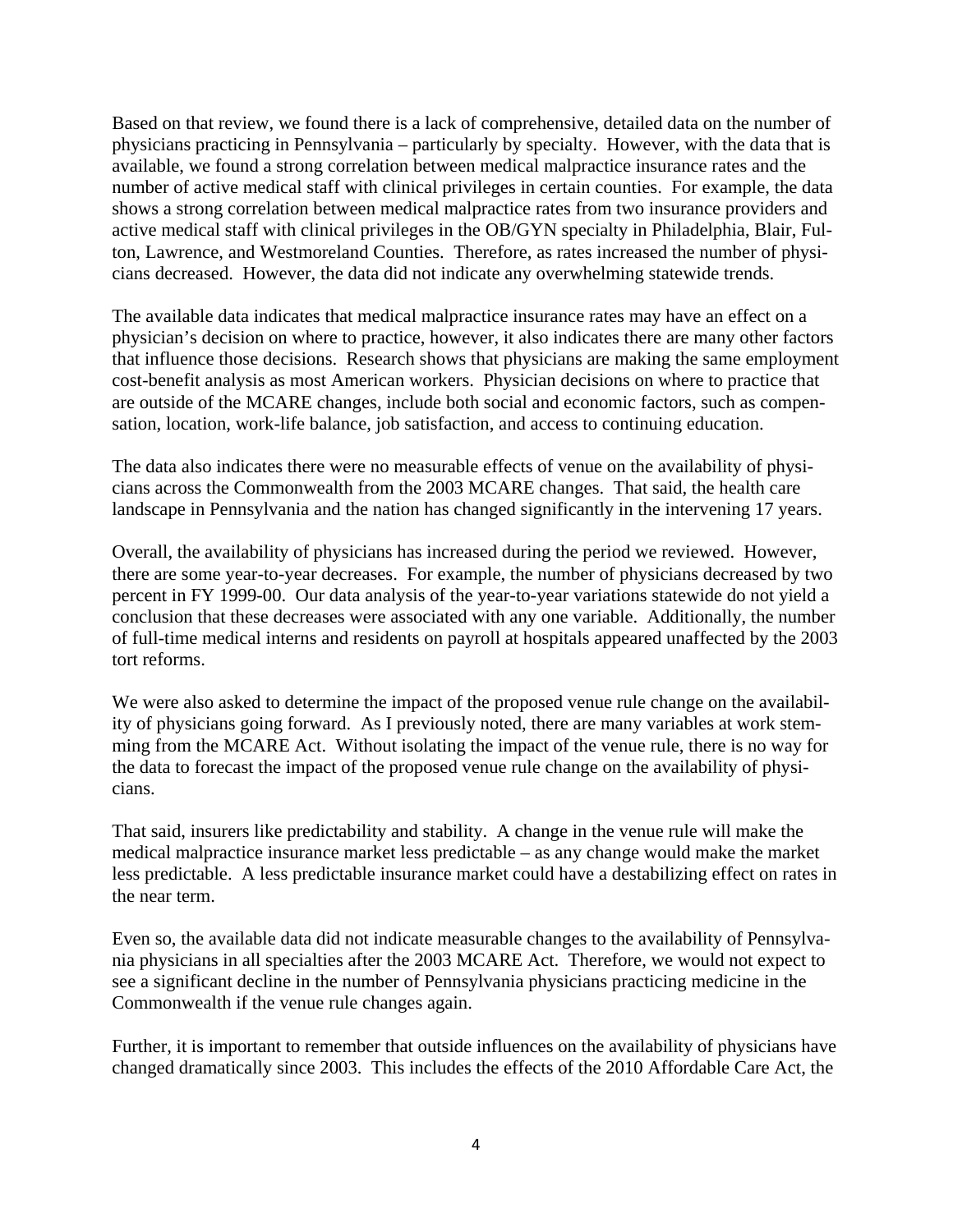Based on that review, we found there is a lack of comprehensive, detailed data on the number of physicians practicing in Pennsylvania – particularly by specialty. However, with the data that is available, we found a strong correlation between medical malpractice insurance rates and the number of active medical staff with clinical privileges in certain counties. For example, the data shows a strong correlation between medical malpractice rates from two insurance providers and active medical staff with clinical privileges in the OB/GYN specialty in Philadelphia, Blair, Fulton, Lawrence, and Westmoreland Counties. Therefore, as rates increased the number of physicians decreased. However, the data did not indicate any overwhelming statewide trends.

The available data indicates that medical malpractice insurance rates may have an effect on a physician's decision on where to practice, however, it also indicates there are many other factors that influence those decisions. Research shows that physicians are making the same employment cost-benefit analysis as most American workers. Physician decisions on where to practice that are outside of the MCARE changes, include both social and economic factors, such as compensation, location, work-life balance, job satisfaction, and access to continuing education.

The data also indicates there were no measurable effects of venue on the availability of physicians across the Commonwealth from the 2003 MCARE changes. That said, the health care landscape in Pennsylvania and the nation has changed significantly in the intervening 17 years.

Overall, the availability of physicians has increased during the period we reviewed. However, there are some year-to-year decreases. For example, the number of physicians decreased by two percent in FY 1999-00. Our data analysis of the year-to-year variations statewide do not yield a conclusion that these decreases were associated with any one variable. Additionally, the number of full-time medical interns and residents on payroll at hospitals appeared unaffected by the 2003 tort reforms.

We were also asked to determine the impact of the proposed venue rule change on the availability of physicians going forward. As I previously noted, there are many variables at work stemming from the MCARE Act. Without isolating the impact of the venue rule, there is no way for the data to forecast the impact of the proposed venue rule change on the availability of physicians.

That said, insurers like predictability and stability. A change in the venue rule will make the medical malpractice insurance market less predictable – as any change would make the market less predictable. A less predictable insurance market could have a destabilizing effect on rates in the near term.

Even so, the available data did not indicate measurable changes to the availability of Pennsylvania physicians in all specialties after the 2003 MCARE Act. Therefore, we would not expect to see a significant decline in the number of Pennsylvania physicians practicing medicine in the Commonwealth if the venue rule changes again.

Further, it is important to remember that outside influences on the availability of physicians have changed dramatically since 2003. This includes the effects of the 2010 Affordable Care Act, the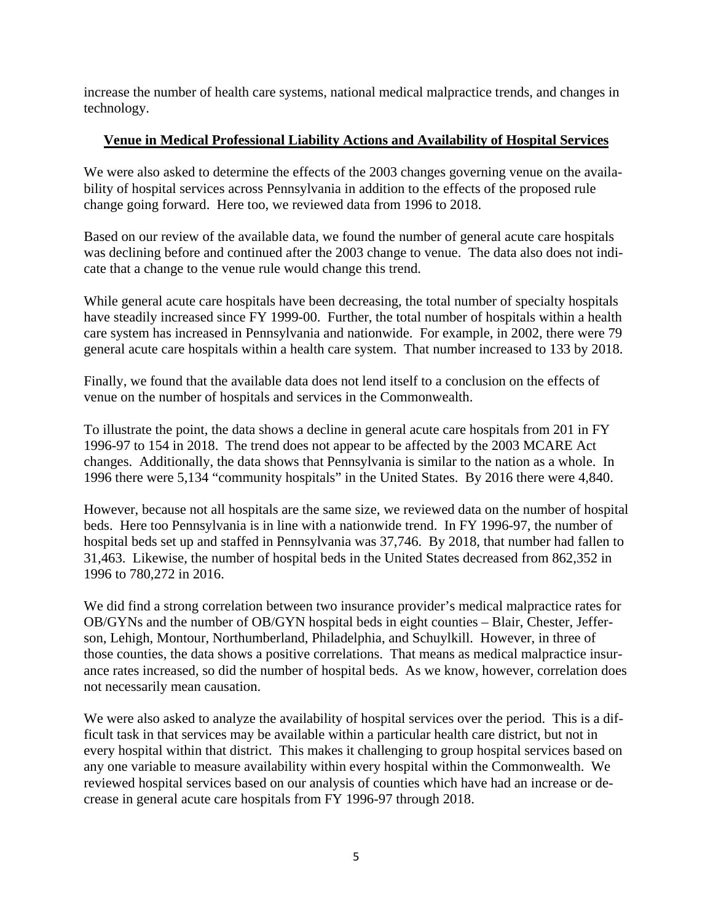increase the number of health care systems, national medical malpractice trends, and changes in technology.

**Venue in Medical Professional Liability Actions and Availability of Hospital Services**

We were also asked to determine the effects of the 2003 changes governing venue on the availability of hospital services across Pennsylvania in addition to the effects of the proposed rule change going forward. Here too, we reviewed data from 1996 to 2018.

Based on our review of the available data, we found the number of general acute care hospitals was declining before and continued after the 2003 change to venue. The data also does not indicate that a change to the venue rule would change this trend.

While general acute care hospitals have been decreasing, the total number of specialty hospitals have steadily increased since FY 1999-00. Further, the total number of hospitals within a health care system has increased in Pennsylvania and nationwide. For example, in 2002, there were 79 general acute care hospitals within a health care system. That number increased to 133 by 2018.

Finally, we found that the available data does not lend itself to a conclusion on the effects of venue on the number of hospitals and services in the Commonwealth.

To illustrate the point, the data shows a decline in general acute care hospitals from 201 in FY 1996-97 to 154 in 2018. The trend does not appear to be affected by the 2003 MCARE Act changes. Additionally, the data shows that Pennsylvania is similar to the nation as a whole. In 1996 there were 5,134 "community hospitals" in the United States. By 2016 there were 4,840.

However, because not all hospitals are the same size, we reviewed data on the number of hospital beds. Here too Pennsylvania is in line with a nationwide trend. In FY 1996-97, the number of hospital beds set up and staffed in Pennsylvania was 37,746. By 2018, that number had fallen to 31,463. Likewise, the number of hospital beds in the United States decreased from 862,352 in 1996 to 780,272 in 2016.

We did find a strong correlation between two insurance provider's medical malpractice rates for OB/GYNs and the number of OB/GYN hospital beds in eight counties – Blair, Chester, Jefferson, Lehigh, Montour, Northumberland, Philadelphia, and Schuylkill. However, in three of those counties, the data shows a positive correlations. That means as medical malpractice insurance rates increased, so did the number of hospital beds. As we know, however, correlation does not necessarily mean causation.

We were also asked to analyze the availability of hospital services over the period. This is a difficult task in that services may be available within a particular health care district, but not in every hospital within that district. This makes it challenging to group hospital services based on any one variable to measure availability within every hospital within the Commonwealth. We reviewed hospital services based on our analysis of counties which have had an increase or decrease in general acute care hospitals from FY 1996-97 through 2018.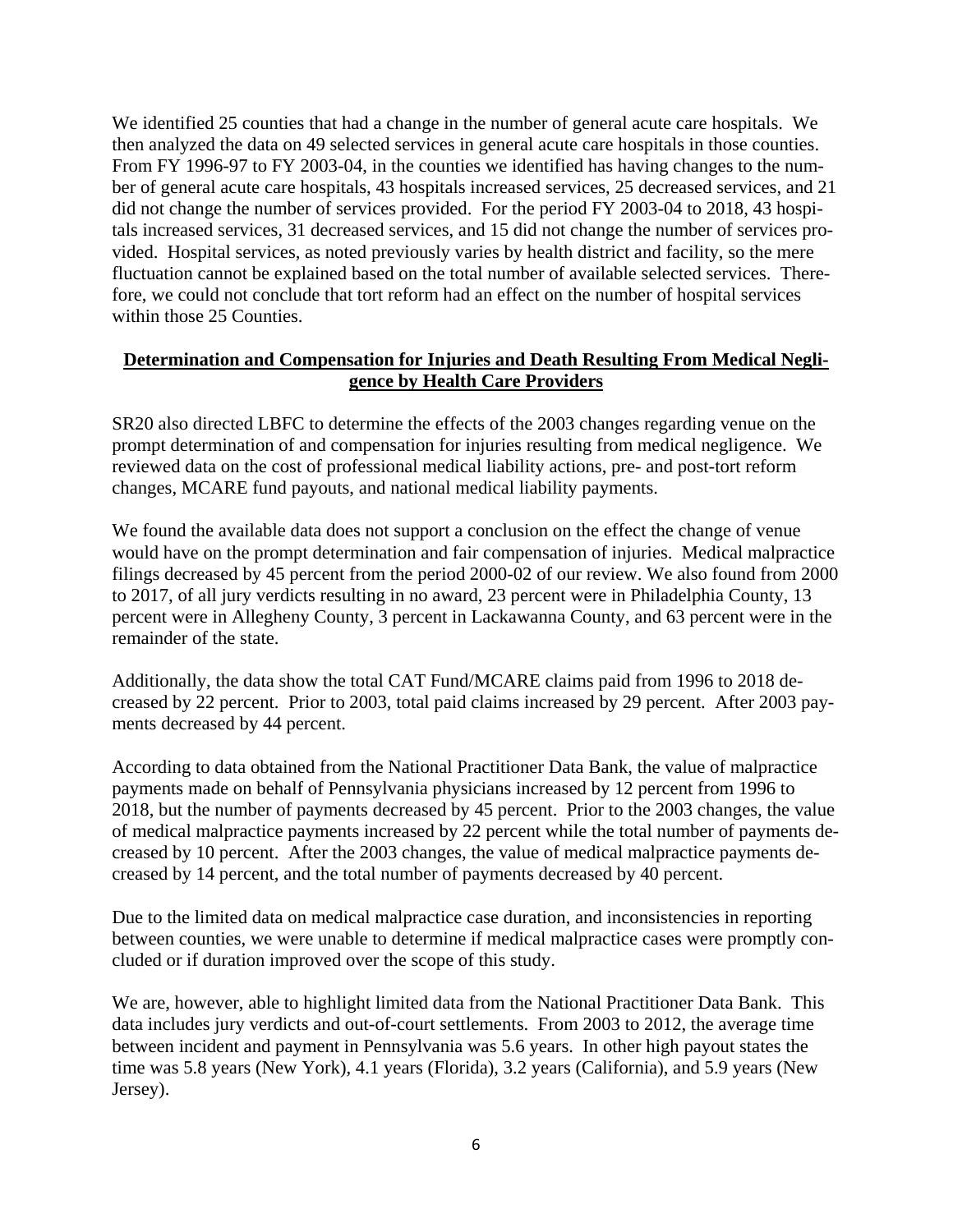We identified 25 counties that had a change in the number of general acute care hospitals. We then analyzed the data on 49 selected services in general acute care hospitals in those counties. From FY 1996-97 to FY 2003-04, in the counties we identified has having changes to the number of general acute care hospitals, 43 hospitals increased services, 25 decreased services, and 21 did not change the number of services provided. For the period FY 2003-04 to 2018, 43 hospitals increased services, 31 decreased services, and 15 did not change the number of services provided. Hospital services, as noted previously varies by health district and facility, so the mere fluctuation cannot be explained based on the total number of available selected services. Therefore, we could not conclude that tort reform had an effect on the number of hospital services within those 25 Counties.

## Determination and Compensation for Injuries and Death Resulting From Medical Negligence by Health Care Providers

SR20 also directed LBFC to determine the effects of the 2003 changes regarding venue on the prompt determination of and compensation for injuries resulting from medical negligence. We reviewed data on the cost of professional medical liability actions, pre- and post-tort reform changes, MCARE fund payouts, and national medical liability payments.

We found the available data does not support a conclusion on the effect the change of venue would have on the prompt determination and fair compensation of injuries. Medical malpractice filings decreased by 45 percent from the period 2000-02 of our review. We also found from 2000 to 2017, of all jury verdicts resulting in no award, 23 percent were in Philadelphia County, 13 percent were in Allegheny County, 3 percent in Lackawanna County, and 63 percent were in the remainder of the state.

Additionally, the data show the total CAT Fund/MCARE claims paid from 1996 to 2018 decreased by 22 percent. Prior to 2003, total paid claims increased by 29 percent. After 2003 payments decreased by 44 percent.

According to data obtained from the National Practitioner Data Bank, the value of malpractice payments made on behalf of Pennsylvania physicians increased by 12 percent from 1996 to 2018, but the number of payments decreased by 45 percent. Prior to the 2003 changes, the value of medical malpractice payments increased by 22 percent while the total number of payments decreased by 10 percent. After the 2003 changes, the value of medical malpractice payments decreased by 14 percent, and the total number of payments decreased by 40 percent.

Due to the limited data on medical malpractice case duration, and inconsistencies in reporting between counties, we were unable to determine if medical malpractice cases were promptly concluded or if duration improved over the scope of this study.

We are, however, able to highlight limited data from the National Practitioner Data Bank. This data includes jury verdicts and out-of-court settlements. From 2003 to 2012, the average time between incident and payment in Pennsylvania was 5.6 years. In other high payout states the time was 5.8 years (New York), 4.1 years (Florida), 3.2 years (California), and 5.9 years (New Jersey).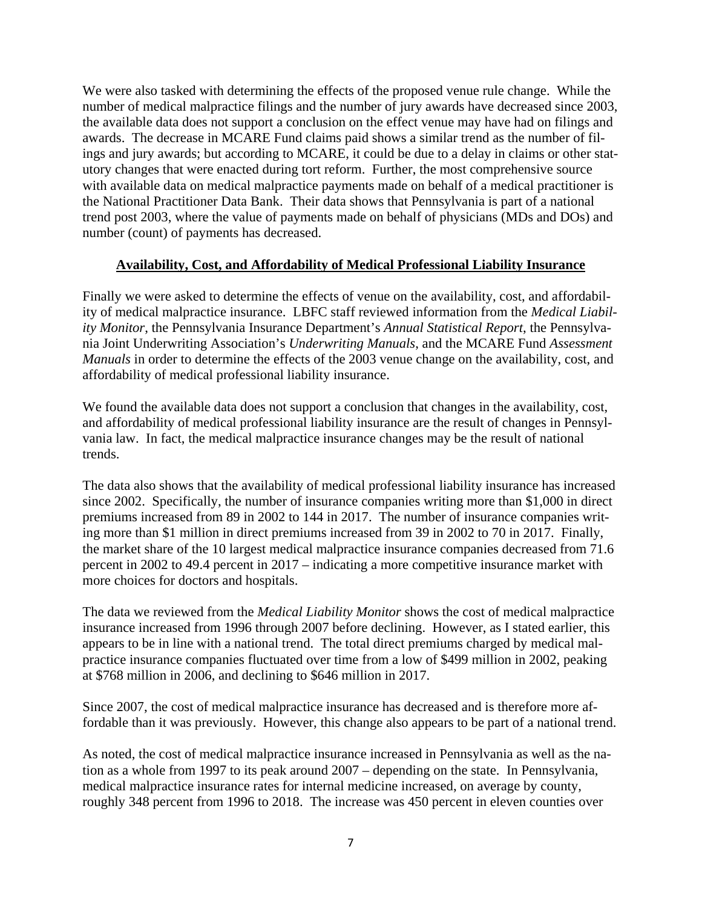We were also tasked with determining the effects of the proposed venue rule change. While the number of medical malpractice filings and the number of jury awards have decreased since 2003, the available data does not support a conclusion on the effect venue may have had on filings and awards. The decrease in MCARE Fund claims paid shows a similar trend as the number of filings and jury awards; but according to MCARE, it could be due to a delay in claims or other statutory changes that were enacted during tort reform. Further, the most comprehensive source with available data on medical malpractice payments made on behalf of a medical practitioner is the National Practitioner Data Bank. Their data shows that Pennsylvania is part of a national trend post 2003, where the value of payments made on behalf of physicians (MDs and DOs) and number (count) of payments has decreased.

## Availability, Cost, and Affordability of Medical Professional Liability Insurance

Finally we were asked to determine the effects of venue on the availability, cost, and affordability of medical malpractice insurance. LBFC staff reviewed information from the *Medical Liability Monitor*, the Pennsylvania Insurance Department's *Annual Statistical Report*, the Pennsylvania Joint Underwriting Association's *Underwriting Manuals*, and the MCARE Fund *Assessment Manuals* in order to determine the effects of the 2003 venue change on the availability, cost, and affordability of medical professional liability insurance.

We found the available data does not support a conclusion that changes in the availability, cost, and affordability of medical professional liability insurance are the result of changes in Pennsylvania law. In fact, the medical malpractice insurance changes may be the result of national trends.

The data also shows that the availability of medical professional liability insurance has increased since 2002. Specifically, the number of insurance companies writing more than $1,000 in direct premiums increased from 89 in 2002 to 144 in 2017. The number of insurance companies writing more than $1 million in direct premiums increased from 39 in 2002 to 70 in 2017. Finally, the market share of the 10 largest medical malpractice insurance companies decreased from 71.6 percent in 2002 to 49.4 percent in 2017 – indicating a more competitive insurance market with more choices for doctors and hospitals.

The data we reviewed from the *Medical Liability Monitor* shows the cost of medical malpractice insurance increased from 1996 through 2007 before declining. However, as I stated earlier, this appears to be in line with a national trend. The total direct premiums charged by medical malpractice insurance companies fluctuated over time from a low of $499 million in 2002, peaking at $768 million in 2006, and declining to $646 million in 2017.

Since 2007, the cost of medical malpractice insurance has decreased and is therefore more affordable than it was previously. However, this change also appears to be part of a national trend.

As noted, the cost of medical malpractice insurance increased in Pennsylvania as well as the nation as a whole from 1997 to its peak around 2007 – depending on the state. In Pennsylvania, medical malpractice insurance rates for internal medicine increased, on average by county, roughly 348 percent from 1996 to 2018. The increase was 450 percent in eleven counties over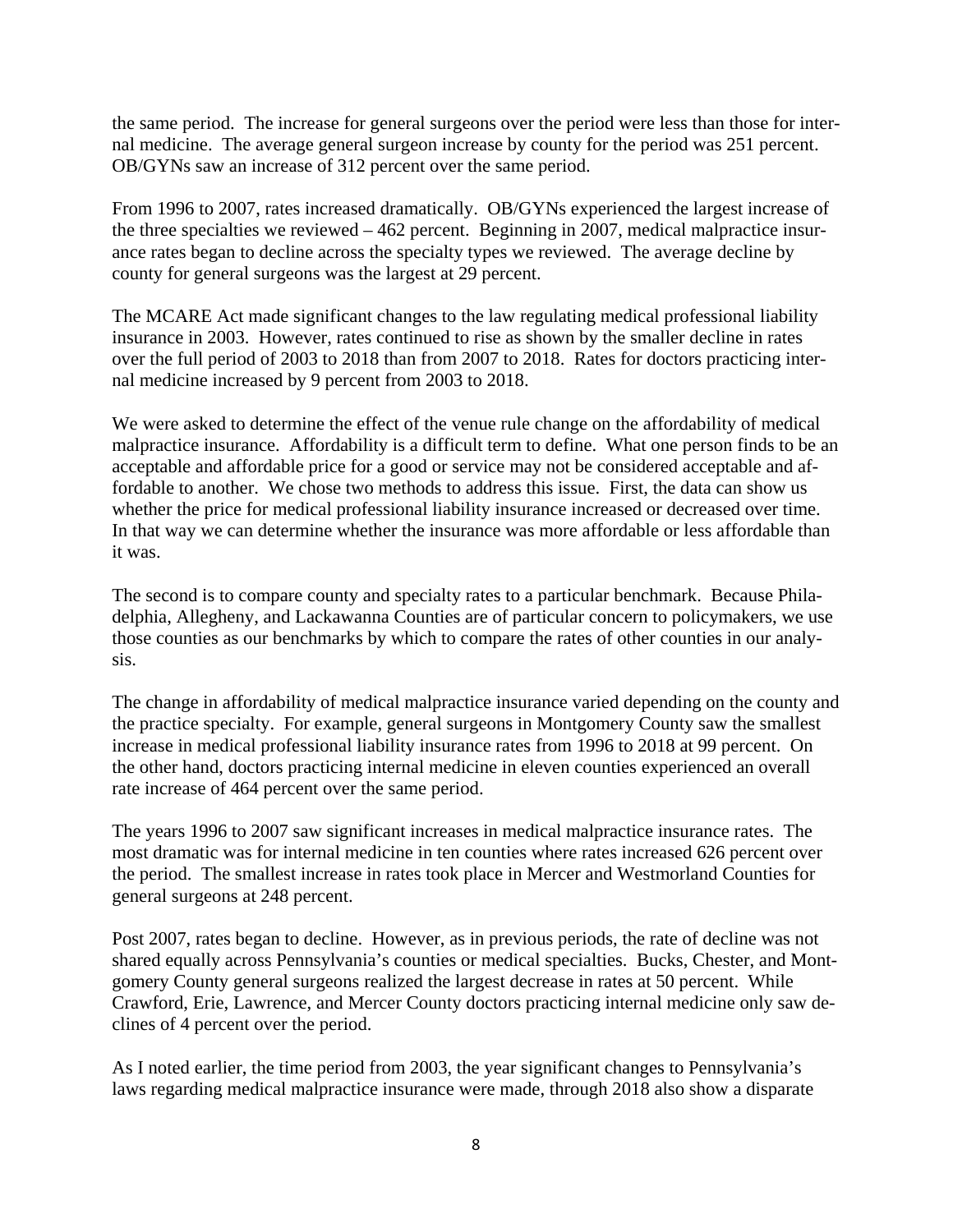the same period. The increase for general surgeons over the period were less than those for internal medicine. The average general surgeon increase by county for the period was 251 percent. OB/GYNs saw an increase of 312 percent over the same period.

From 1996 to 2007, rates increased dramatically. OB/GYNs experienced the largest increase of the three specialties we reviewed – 462 percent. Beginning in 2007, medical malpractice insurance rates began to decline across the specialty types we reviewed. The average decline by county for general surgeons was the largest at 29 percent.

The MCARE Act made significant changes to the law regulating medical professional liability insurance in 2003. However, rates continued to rise as shown by the smaller decline in rates over the full period of 2003 to 2018 than from 2007 to 2018. Rates for doctors practicing internal medicine increased by 9 percent from 2003 to 2018.

We were asked to determine the effect of the venue rule change on the affordability of medical malpractice insurance. Affordability is a difficult term to define. What one person finds to be an acceptable and affordable price for a good or service may not be considered acceptable and affordable to another. We chose two methods to address this issue. First, the data can show us whether the price for medical professional liability insurance increased or decreased over time. In that way we can determine whether the insurance was more affordable or less affordable than it was.

The second is to compare county and specialty rates to a particular benchmark. Because Philadelphia, Allegheny, and Lackawanna Counties are of particular concern to policymakers, we use those counties as our benchmarks by which to compare the rates of other counties in our analysis.

The change in affordability of medical malpractice insurance varied depending on the county and the practice specialty. For example, general surgeons in Montgomery County saw the smallest increase in medical professional liability insurance rates from 1996 to 2018 at 99 percent. On the other hand, doctors practicing internal medicine in eleven counties experienced an overall rate increase of 464 percent over the same period.

The years 1996 to 2007 saw significant increases in medical malpractice insurance rates. The most dramatic was for internal medicine in ten counties where rates increased 626 percent over the period. The smallest increase in rates took place in Mercer and Westmorland Counties for general surgeons at 248 percent.

Post 2007, rates began to decline. However, as in previous periods, the rate of decline was not shared equally across Pennsylvania's counties or medical specialties. Bucks, Chester, and Montgomery County general surgeons realized the largest decrease in rates at 50 percent. While Crawford, Erie, Lawrence, and Mercer County doctors practicing internal medicine only saw declines of 4 percent over the period.

As I noted earlier, the time period from 2003, the year significant changes to Pennsylvania's laws regarding medical malpractice insurance were made, through 2018 also show a disparate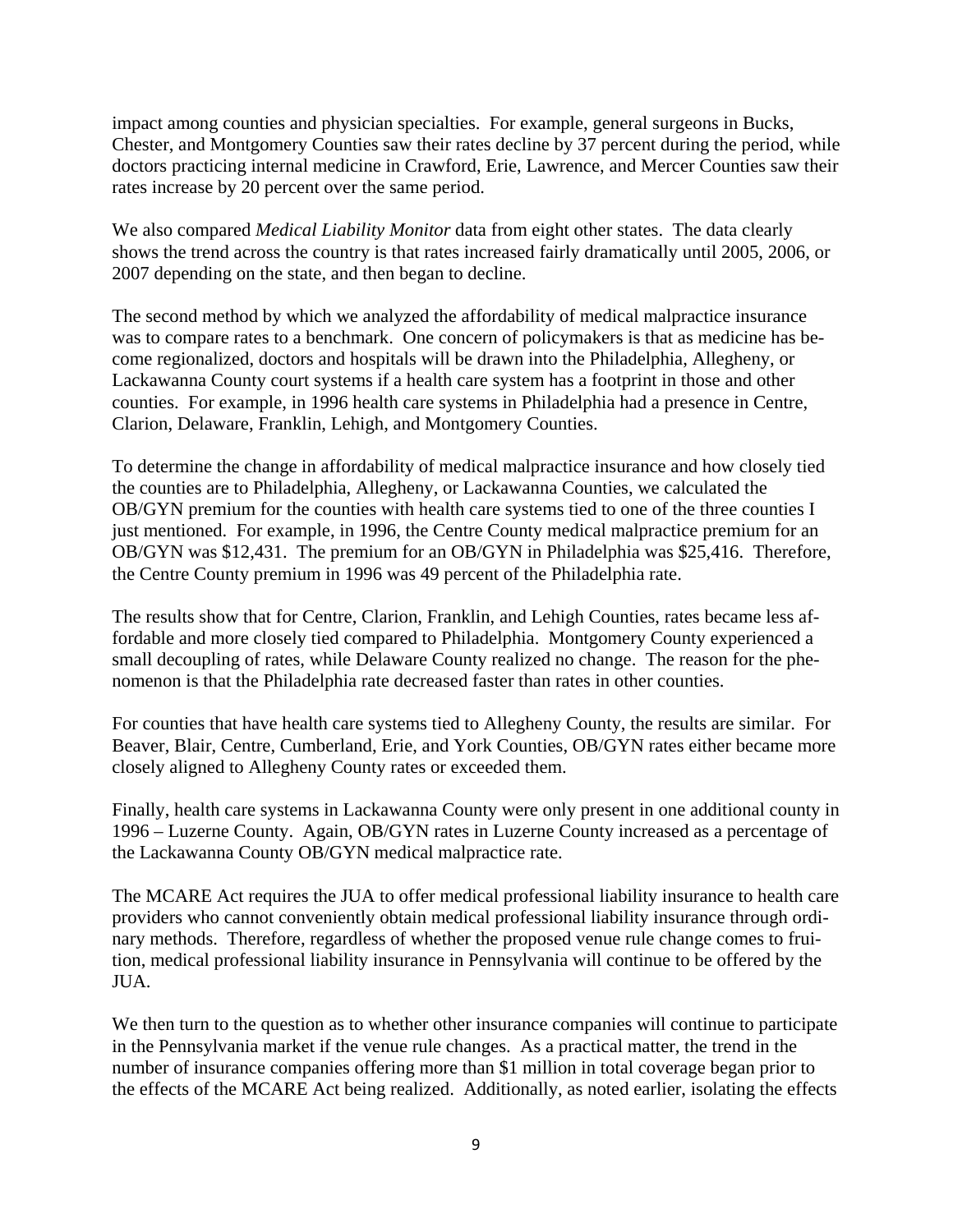impact among counties and physician specialties. For example, general surgeons in Bucks, Chester, and Montgomery Counties saw their rates decline by 37 percent during the period, while doctors practicing internal medicine in Crawford, Erie, Lawrence, and Mercer Counties saw their rates increase by 20 percent over the same period.

We also compared *Medical Liability Monitor* data from eight other states. The data clearly shows the trend across the country is that rates increased fairly dramatically until 2005, 2006, or 2007 depending on the state, and then began to decline.

The second method by which we analyzed the affordability of medical malpractice insurance was to compare rates to a benchmark. One concern of policymakers is that as medicine has become regionalized, doctors and hospitals will be drawn into the Philadelphia, Allegheny, or Lackawanna County court systems if a health care system has a footprint in those and other counties. For example, in 1996 health care systems in Philadelphia had a presence in Centre, Clarion, Delaware, Franklin, Lehigh, and Montgomery Counties.

To determine the change in affordability of medical malpractice insurance and how closely tied the counties are to Philadelphia, Allegheny, or Lackawanna Counties, we calculated the OB/GYN premium for the counties with health care systems tied to one of the three counties I just mentioned. For example, in 1996, the Centre County medical malpractice premium for an OB/GYN was $12,431. The premium for an OB/GYN in Philadelphia was $25,416. Therefore, the Centre County premium in 1996 was 49 percent of the Philadelphia rate.

The results show that for Centre, Clarion, Franklin, and Lehigh Counties, rates became less affordable and more closely tied compared to Philadelphia. Montgomery County experienced a small decoupling of rates, while Delaware County realized no change. The reason for the phenomenon is that the Philadelphia rate decreased faster than rates in other counties.

For counties that have health care systems tied to Allegheny County, the results are similar. For Beaver, Blair, Centre, Cumberland, Erie, and York Counties, OB/GYN rates either became more closely aligned to Allegheny County rates or exceeded them.

Finally, health care systems in Lackawanna County were only present in one additional county in 1996 – Luzerne County. Again, OB/GYN rates in Luzerne County increased as a percentage of the Lackawanna County OB/GYN medical malpractice rate.

The MCARE Act requires the JUA to offer medical professional liability insurance to health care providers who cannot conveniently obtain medical professional liability insurance through ordinary methods. Therefore, regardless of whether the proposed venue rule change comes to fruition, medical professional liability insurance in Pennsylvania will continue to be offered by the JUA.

We then turn to the question as to whether other insurance companies will continue to participate in the Pennsylvania market if the venue rule changes. As a practical matter, the trend in the number of insurance companies offering more than $1 million in total coverage began prior to the effects of the MCARE Act being realized. Additionally, as noted earlier, isolating the effects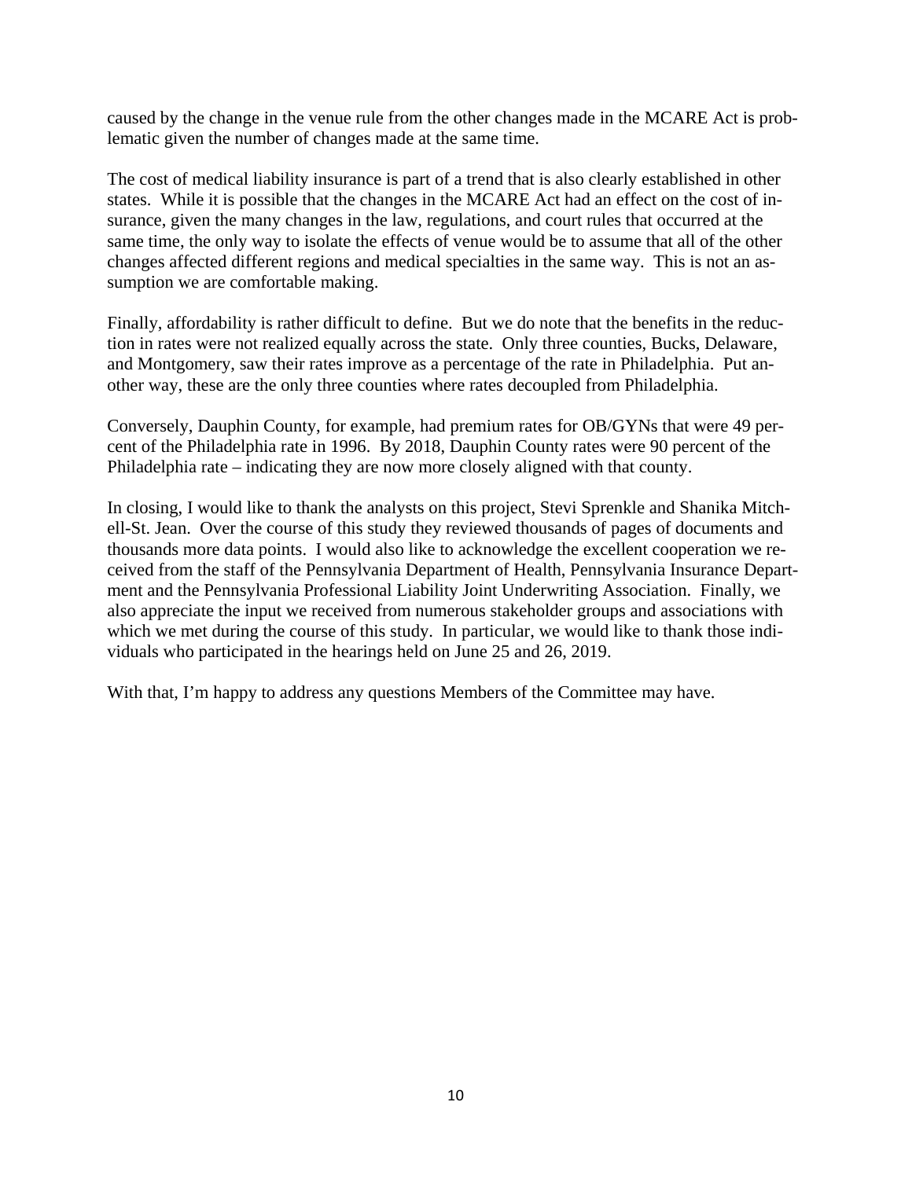caused by the change in the venue rule from the other changes made in the MCARE Act is problematic given the number of changes made at the same time.

The cost of medical liability insurance is part of a trend that is also clearly established in other states. While it is possible that the changes in the MCARE Act had an effect on the cost of insurance, given the many changes in the law, regulations, and court rules that occurred at the same time, the only way to isolate the effects of venue would be to assume that all of the other changes affected different regions and medical specialties in the same way. This is not an assumption we are comfortable making.

Finally, affordability is rather difficult to define. But we do note that the benefits in the reduction in rates were not realized equally across the state. Only three counties, Bucks, Delaware, and Montgomery, saw their rates improve as a percentage of the rate in Philadelphia. Put another way, these are the only three counties where rates decoupled from Philadelphia.

Conversely, Dauphin County, for example, had premium rates for OB/GYNs that were 49 percent of the Philadelphia rate in 1996. By 2018, Dauphin County rates were 90 percent of the Philadelphia rate – indicating they are now more closely aligned with that county.

In closing, I would like to thank the analysts on this project, Stevi Sprenkle and Shanika Mitchell-St. Jean. Over the course of this study they reviewed thousands of pages of documents and thousands more data points. I would also like to acknowledge the excellent cooperation we received from the staff of the Pennsylvania Department of Health, Pennsylvania Insurance Department and the Pennsylvania Professional Liability Joint Underwriting Association. Finally, we also appreciate the input we received from numerous stakeholder groups and associations with which we met during the course of this study. In particular, we would like to thank those individuals who participated in the hearings held on June 25 and 26, 2019.

With that, I'm happy to address any questions Members of the Committee may have.